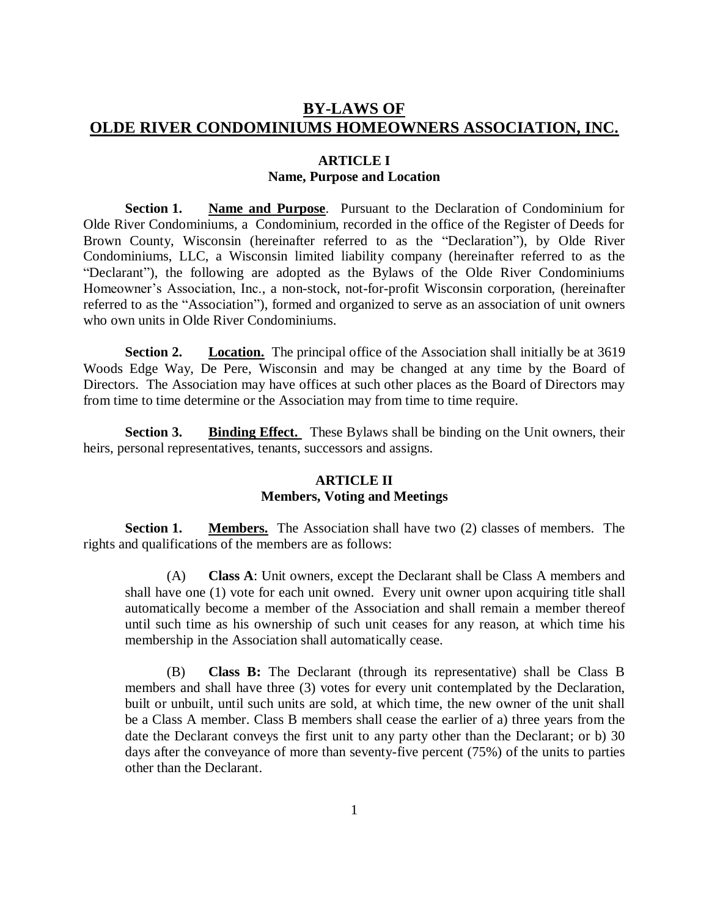# BY-LAWS OF OLDE RIVER CONDOMINIUMS HOMEOWNERS ASSOCIATION, INC.

## ARTICLE I
## Name, Purpose and Location

**Section 1. Name and Purpose**. Pursuant to the Declaration of Condominium for Olde River Condominiums, a Condominium, recorded in the office of the Register of Deeds for Brown County, Wisconsin (hereinafter referred to as the "Declaration"), by Olde River Condominiums, LLC, a Wisconsin limited liability company (hereinafter referred to as the "Declarant"), the following are adopted as the Bylaws of the Olde River Condominiums Homeowner's Association, Inc., a non-stock, not-for-profit Wisconsin corporation, (hereinafter referred to as the "Association"), formed and organized to serve as an association of unit owners who own units in Olde River Condominiums.

**Section 2. Location.** The principal office of the Association shall initially be at 3619 Woods Edge Way, De Pere, Wisconsin and may be changed at any time by the Board of Directors. The Association may have offices at such other places as the Board of Directors may from time to time determine or the Association may from time to time require.

**Section 3. Binding Effect.** These Bylaws shall be binding on the Unit owners, their heirs, personal representatives, tenants, successors and assigns.

## ARTICLE II
## Members, Voting and Meetings

**Section 1. Members.** The Association shall have two (2) classes of members. The rights and qualifications of the members are as follows:

(A) **Class A**: Unit owners, except the Declarant shall be Class A members and shall have one (1) vote for each unit owned. Every unit owner upon acquiring title shall automatically become a member of the Association and shall remain a member thereof until such time as his ownership of such unit ceases for any reason, at which time his membership in the Association shall automatically cease.

(B) **Class B:** The Declarant (through its representative) shall be Class B members and shall have three (3) votes for every unit contemplated by the Declaration, built or unbuilt, until such units are sold, at which time, the new owner of the unit shall be a Class A member. Class B members shall cease the earlier of a) three years from the date the Declarant conveys the first unit to any party other than the Declarant; or b) 30 days after the conveyance of more than seventy-five percent (75%) of the units to parties other than the Declarant.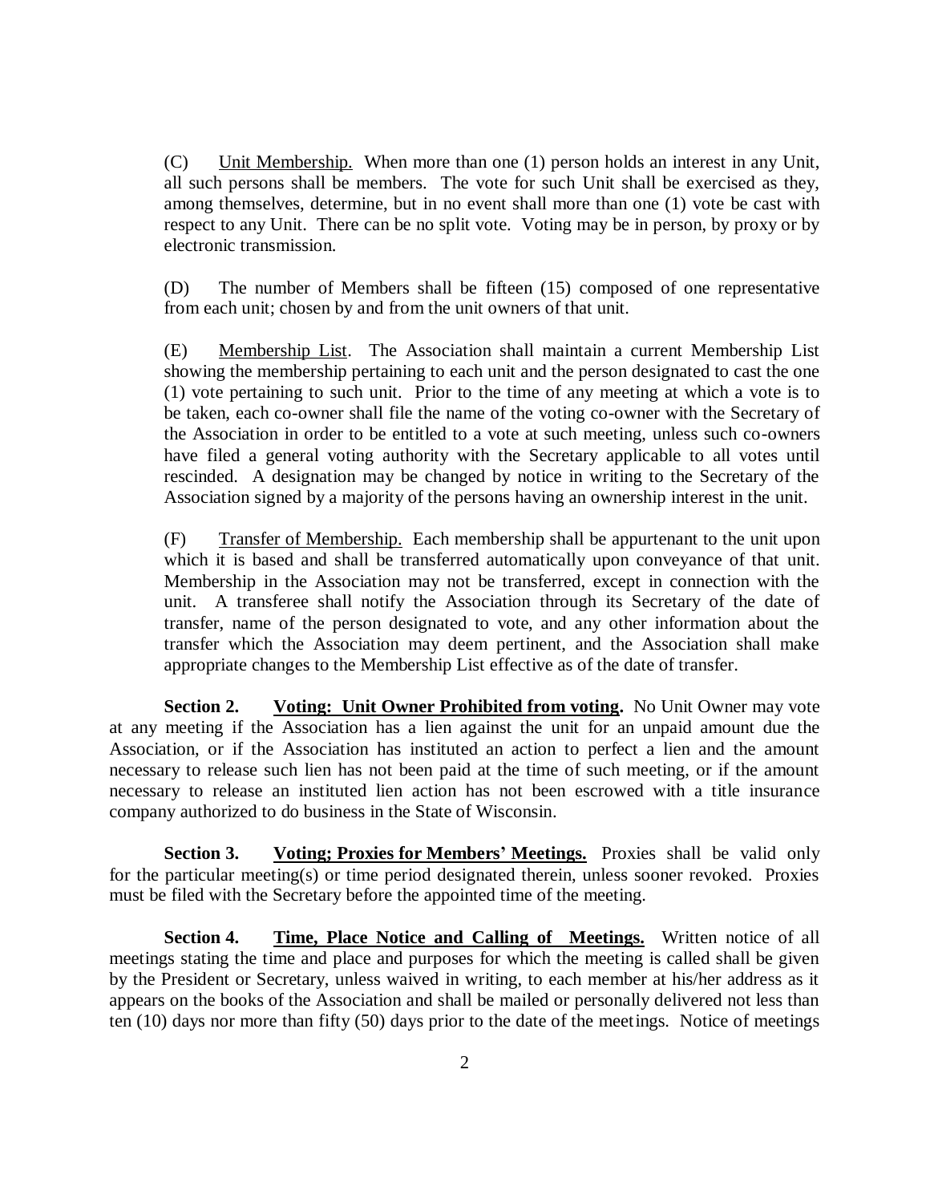(C) Unit Membership. When more than one (1) person holds an interest in any Unit, all such persons shall be members. The vote for such Unit shall be exercised as they, among themselves, determine, but in no event shall more than one (1) vote be cast with respect to any Unit. There can be no split vote. Voting may be in person, by proxy or by electronic transmission.

(D) The number of Members shall be fifteen (15) composed of one representative from each unit; chosen by and from the unit owners of that unit.

(E) Membership List. The Association shall maintain a current Membership List showing the membership pertaining to each unit and the person designated to cast the one (1) vote pertaining to such unit. Prior to the time of any meeting at which a vote is to be taken, each co-owner shall file the name of the voting co-owner with the Secretary of the Association in order to be entitled to a vote at such meeting, unless such co-owners have filed a general voting authority with the Secretary applicable to all votes until rescinded. A designation may be changed by notice in writing to the Secretary of the Association signed by a majority of the persons having an ownership interest in the unit.

(F) Transfer of Membership. Each membership shall be appurtenant to the unit upon which it is based and shall be transferred automatically upon conveyance of that unit. Membership in the Association may not be transferred, except in connection with the unit. A transferee shall notify the Association through its Secretary of the date of transfer, name of the person designated to vote, and any other information about the transfer which the Association may deem pertinent, and the Association shall make appropriate changes to the Membership List effective as of the date of transfer.

**Section 2. Voting: Unit Owner Prohibited from voting.** No Unit Owner may vote at any meeting if the Association has a lien against the unit for an unpaid amount due the Association, or if the Association has instituted an action to perfect a lien and the amount necessary to release such lien has not been paid at the time of such meeting, or if the amount necessary to release an instituted lien action has not been escrowed with a title insurance company authorized to do business in the State of Wisconsin.

**Section 3. Voting; Proxies for Members' Meetings.** Proxies shall be valid only for the particular meeting(s) or time period designated therein, unless sooner revoked. Proxies must be filed with the Secretary before the appointed time of the meeting.

**Section 4. Time, Place Notice and Calling of Meetings.** Written notice of all meetings stating the time and place and purposes for which the meeting is called shall be given by the President or Secretary, unless waived in writing, to each member at his/her address as it appears on the books of the Association and shall be mailed or personally delivered not less than ten (10) days nor more than fifty (50) days prior to the date of the meetings. Notice of meetings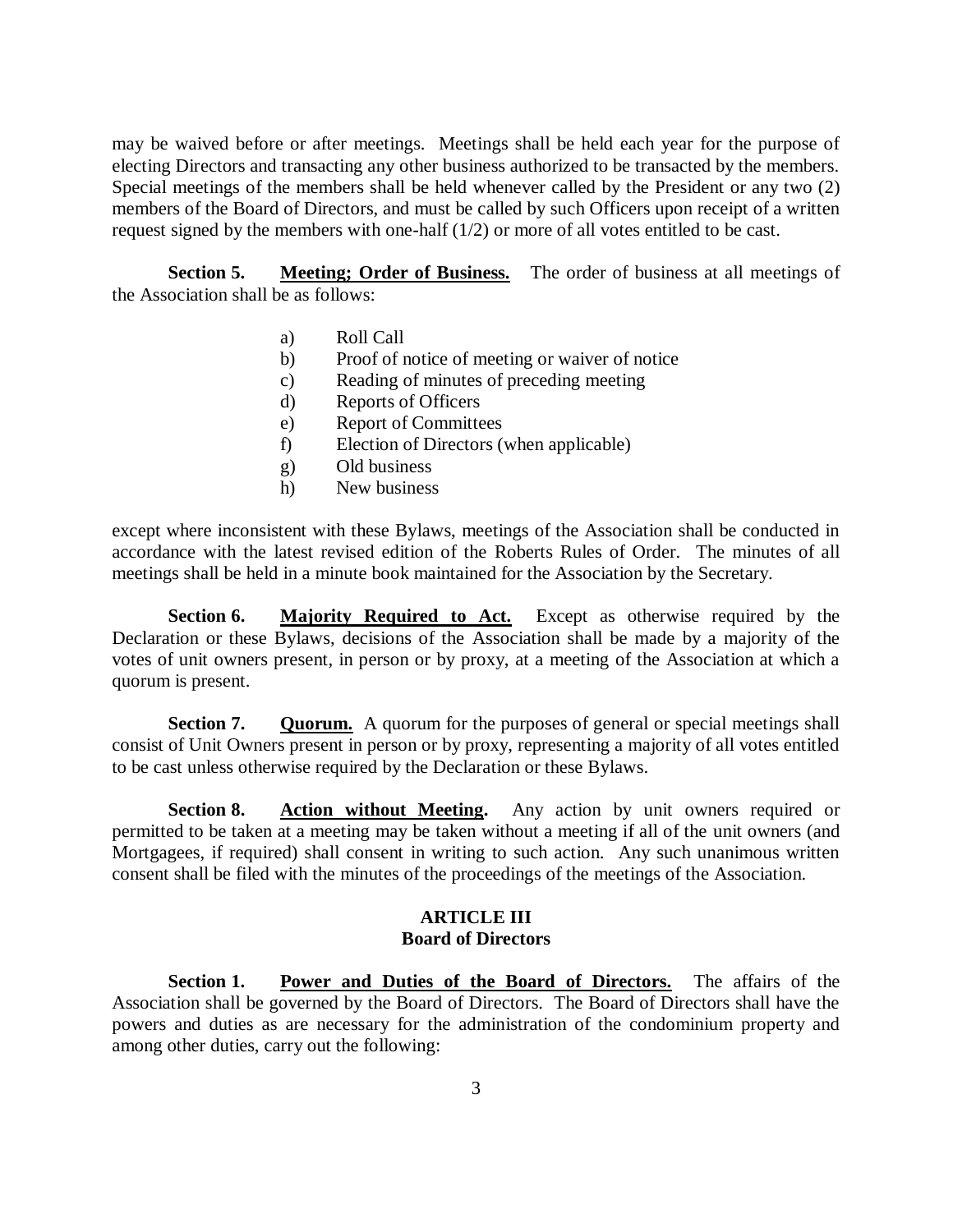may be waived before or after meetings. Meetings shall be held each year for the purpose of electing Directors and transacting any other business authorized to be transacted by the members. Special meetings of the members shall be held whenever called by the President or any two (2) members of the Board of Directors, and must be called by such Officers upon receipt of a written request signed by the members with one-half (1/2) or more of all votes entitled to be cast.

**Section 5.** **<u>Meeting; Order of Business.</u>** The order of business at all meetings of the Association shall be as follows:

a) Roll Call
b) Proof of notice of meeting or waiver of notice
c) Reading of minutes of preceding meeting
d) Reports of Officers
e) Report of Committees
f) Election of Directors (when applicable)
g) Old business
h) New business

except where inconsistent with these Bylaws, meetings of the Association shall be conducted in accordance with the latest revised edition of the Roberts Rules of Order. The minutes of all meetings shall be held in a minute book maintained for the Association by the Secretary.

**Section 6.** **<u>Majority Required to Act.</u>** Except as otherwise required by the Declaration or these Bylaws, decisions of the Association shall be made by a majority of the votes of unit owners present, in person or by proxy, at a meeting of the Association at which a quorum is present.

**Section 7.** **<u>Quorum.</u>** A quorum for the purposes of general or special meetings shall consist of Unit Owners present in person or by proxy, representing a majority of all votes entitled to be cast unless otherwise required by the Declaration or these Bylaws.

**Section 8.** **<u>Action without Meeting</u>.** Any action by unit owners required or permitted to be taken at a meeting may be taken without a meeting if all of the unit owners (and Mortgagees, if required) shall consent in writing to such action. Any such unanimous written consent shall be filed with the minutes of the proceedings of the meetings of the Association.

## ARTICLE III
## Board of Directors

**Section 1.** **<u>Power and Duties of the Board of Directors.</u>** The affairs of the Association shall be governed by the Board of Directors. The Board of Directors shall have the powers and duties as are necessary for the administration of the condominium property and among other duties, carry out the following: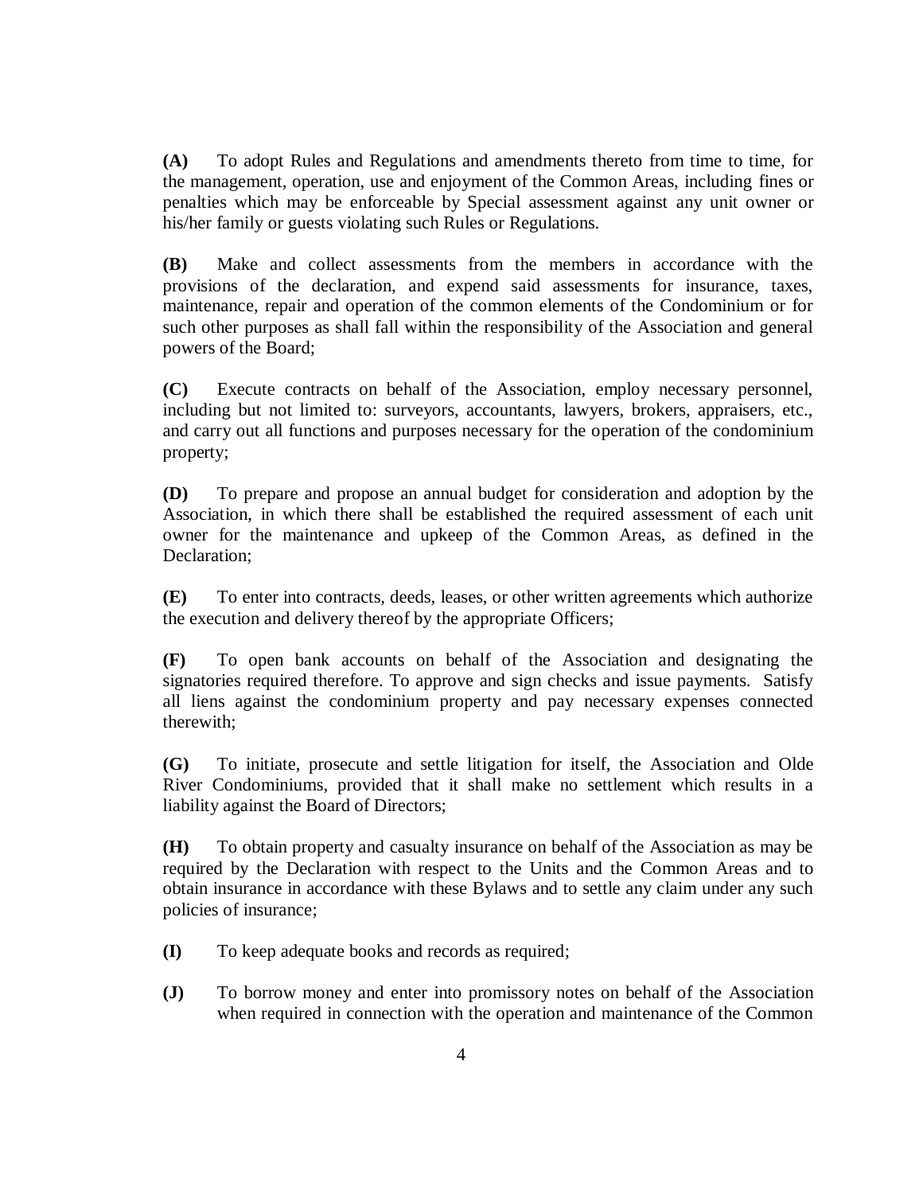**(A)** To adopt Rules and Regulations and amendments thereto from time to time, for the management, operation, use and enjoyment of the Common Areas, including fines or penalties which may be enforceable by Special assessment against any unit owner or his/her family or guests violating such Rules or Regulations.

**(B)** Make and collect assessments from the members in accordance with the provisions of the declaration, and expend said assessments for insurance, taxes, maintenance, repair and operation of the common elements of the Condominium or for such other purposes as shall fall within the responsibility of the Association and general powers of the Board;

**(C)** Execute contracts on behalf of the Association, employ necessary personnel, including but not limited to: surveyors, accountants, lawyers, brokers, appraisers, etc., and carry out all functions and purposes necessary for the operation of the condominium property;

**(D)** To prepare and propose an annual budget for consideration and adoption by the Association, in which there shall be established the required assessment of each unit owner for the maintenance and upkeep of the Common Areas, as defined in the Declaration;

**(E)** To enter into contracts, deeds, leases, or other written agreements which authorize the execution and delivery thereof by the appropriate Officers;

**(F)** To open bank accounts on behalf of the Association and designating the signatories required therefore. To approve and sign checks and issue payments. Satisfy all liens against the condominium property and pay necessary expenses connected therewith;

**(G)** To initiate, prosecute and settle litigation for itself, the Association and Olde River Condominiums, provided that it shall make no settlement which results in a liability against the Board of Directors;

**(H)** To obtain property and casualty insurance on behalf of the Association as may be required by the Declaration with respect to the Units and the Common Areas and to obtain insurance in accordance with these Bylaws and to settle any claim under any such policies of insurance;

**(I)** To keep adequate books and records as required;

**(J)** To borrow money and enter into promissory notes on behalf of the Association when required in connection with the operation and maintenance of the Common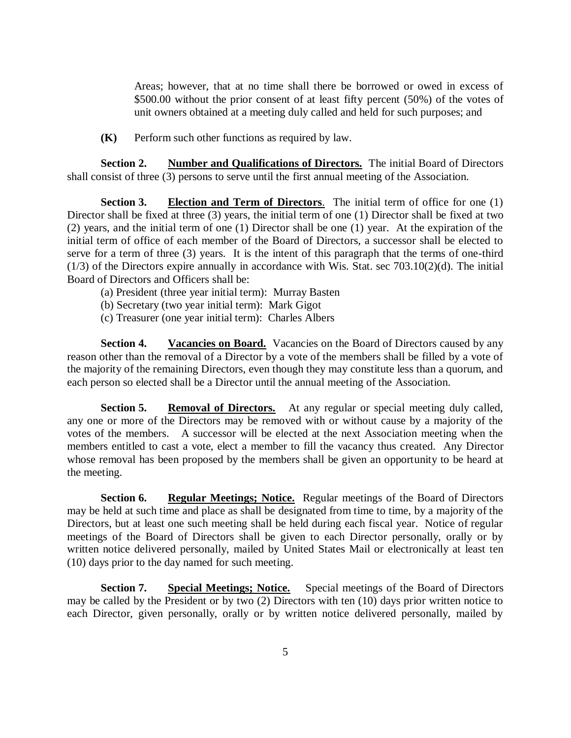Areas; however, that at no time shall there be borrowed or owed in excess of $500.00 without the prior consent of at least fifty percent (50%) of the votes of unit owners obtained at a meeting duly called and held for such purposes; and

**(K)** Perform such other functions as required by law.

**Section 2. Number and Qualifications of Directors.** The initial Board of Directors shall consist of three (3) persons to serve until the first annual meeting of the Association.

**Section 3. Election and Term of Directors**. The initial term of office for one (1) Director shall be fixed at three (3) years, the initial term of one (1) Director shall be fixed at two (2) years, and the initial term of one (1) Director shall be one (1) year. At the expiration of the initial term of office of each member of the Board of Directors, a successor shall be elected to serve for a term of three (3) years. It is the intent of this paragraph that the terms of one-third (1/3) of the Directors expire annually in accordance with Wis. Stat. sec 703.10(2)(d). The initial Board of Directors and Officers shall be:

(a) President (three year initial term): Murray Basten
(b) Secretary (two year initial term): Mark Gigot
(c) Treasurer (one year initial term): Charles Albers

**Section 4. Vacancies on Board.** Vacancies on the Board of Directors caused by any reason other than the removal of a Director by a vote of the members shall be filled by a vote of the majority of the remaining Directors, even though they may constitute less than a quorum, and each person so elected shall be a Director until the annual meeting of the Association.

**Section 5. Removal of Directors.** At any regular or special meeting duly called, any one or more of the Directors may be removed with or without cause by a majority of the votes of the members. A successor will be elected at the next Association meeting when the members entitled to cast a vote, elect a member to fill the vacancy thus created. Any Director whose removal has been proposed by the members shall be given an opportunity to be heard at the meeting.

**Section 6. Regular Meetings; Notice.** Regular meetings of the Board of Directors may be held at such time and place as shall be designated from time to time, by a majority of the Directors, but at least one such meeting shall be held during each fiscal year. Notice of regular meetings of the Board of Directors shall be given to each Director personally, orally or by written notice delivered personally, mailed by United States Mail or electronically at least ten (10) days prior to the day named for such meeting.

**Section 7. Special Meetings; Notice.** Special meetings of the Board of Directors may be called by the President or by two (2) Directors with ten (10) days prior written notice to each Director, given personally, orally or by written notice delivered personally, mailed by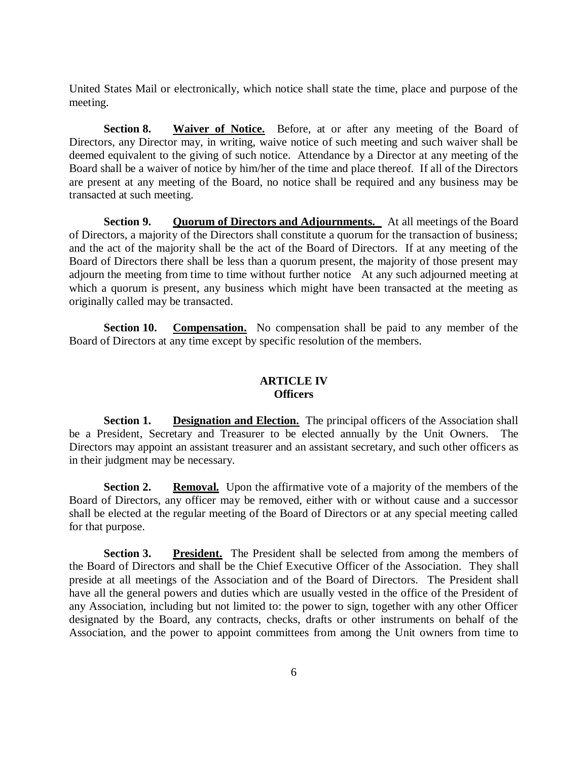United States Mail or electronically, which notice shall state the time, place and purpose of the meeting.

**Section 8. Waiver of Notice.** Before, at or after any meeting of the Board of Directors, any Director may, in writing, waive notice of such meeting and such waiver shall be deemed equivalent to the giving of such notice. Attendance by a Director at any meeting of the Board shall be a waiver of notice by him/her of the time and place thereof. If all of the Directors are present at any meeting of the Board, no notice shall be required and any business may be transacted at such meeting.

**Section 9. Quorum of Directors and Adjournments.** At all meetings of the Board of Directors, a majority of the Directors shall constitute a quorum for the transaction of business; and the act of the majority shall be the act of the Board of Directors. If at any meeting of the Board of Directors there shall be less than a quorum present, the majority of those present may adjourn the meeting from time to time without further notice At any such adjourned meeting at which a quorum is present, any business which might have been transacted at the meeting as originally called may be transacted.

**Section 10. Compensation.** No compensation shall be paid to any member of the Board of Directors at any time except by specific resolution of the members.

## ARTICLE IV
## Officers

**Section 1. Designation and Election.** The principal officers of the Association shall be a President, Secretary and Treasurer to be elected annually by the Unit Owners. The Directors may appoint an assistant treasurer and an assistant secretary, and such other officers as in their judgment may be necessary.

**Section 2. Removal.** Upon the affirmative vote of a majority of the members of the Board of Directors, any officer may be removed, either with or without cause and a successor shall be elected at the regular meeting of the Board of Directors or at any special meeting called for that purpose.

**Section 3. President.** The President shall be selected from among the members of the Board of Directors and shall be the Chief Executive Officer of the Association. They shall preside at all meetings of the Association and of the Board of Directors. The President shall have all the general powers and duties which are usually vested in the office of the President of any Association, including but not limited to: the power to sign, together with any other Officer designated by the Board, any contracts, checks, drafts or other instruments on behalf of the Association, and the power to appoint committees from among the Unit owners from time to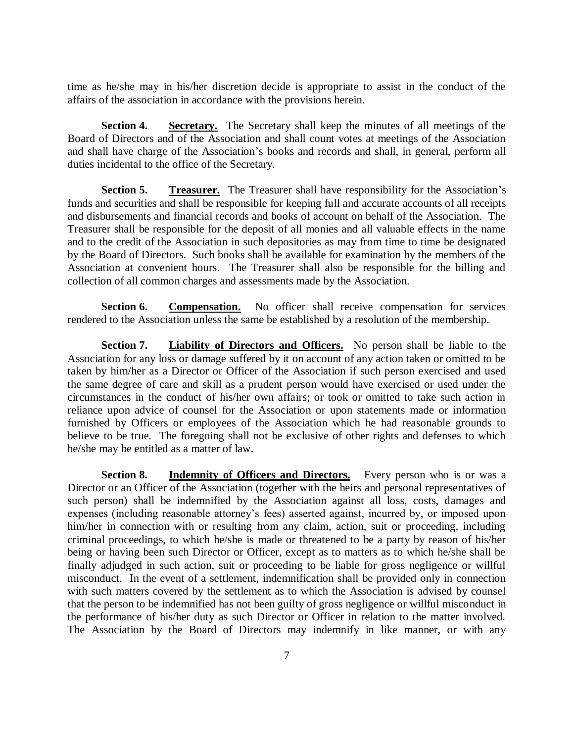time as he/she may in his/her discretion decide is appropriate to assist in the conduct of the affairs of the association in accordance with the provisions herein.

**Section 4. Secretary.** The Secretary shall keep the minutes of all meetings of the Board of Directors and of the Association and shall count votes at meetings of the Association and shall have charge of the Association's books and records and shall, in general, perform all duties incidental to the office of the Secretary.

**Section 5. Treasurer.** The Treasurer shall have responsibility for the Association's funds and securities and shall be responsible for keeping full and accurate accounts of all receipts and disbursements and financial records and books of account on behalf of the Association. The Treasurer shall be responsible for the deposit of all monies and all valuable effects in the name and to the credit of the Association in such depositories as may from time to time be designated by the Board of Directors. Such books shall be available for examination by the members of the Association at convenient hours. The Treasurer shall also be responsible for the billing and collection of all common charges and assessments made by the Association.

**Section 6. Compensation.** No officer shall receive compensation for services rendered to the Association unless the same be established by a resolution of the membership.

**Section 7. Liability of Directors and Officers.** No person shall be liable to the Association for any loss or damage suffered by it on account of any action taken or omitted to be taken by him/her as a Director or Officer of the Association if such person exercised and used the same degree of care and skill as a prudent person would have exercised or used under the circumstances in the conduct of his/her own affairs; or took or omitted to take such action in reliance upon advice of counsel for the Association or upon statements made or information furnished by Officers or employees of the Association which he had reasonable grounds to believe to be true. The foregoing shall not be exclusive of other rights and defenses to which he/she may be entitled as a matter of law.

**Section 8. Indemnity of Officers and Directors.** Every person who is or was a Director or an Officer of the Association (together with the heirs and personal representatives of such person) shall be indemnified by the Association against all loss, costs, damages and expenses (including reasonable attorney's fees) asserted against, incurred by, or imposed upon him/her in connection with or resulting from any claim, action, suit or proceeding, including criminal proceedings, to which he/she is made or threatened to be a party by reason of his/her being or having been such Director or Officer, except as to matters as to which he/she shall be finally adjudged in such action, suit or proceeding to be liable for gross negligence or willful misconduct. In the event of a settlement, indemnification shall be provided only in connection with such matters covered by the settlement as to which the Association is advised by counsel that the person to be indemnified has not been guilty of gross negligence or willful misconduct in the performance of his/her duty as such Director or Officer in relation to the matter involved. The Association by the Board of Directors may indemnify in like manner, or with any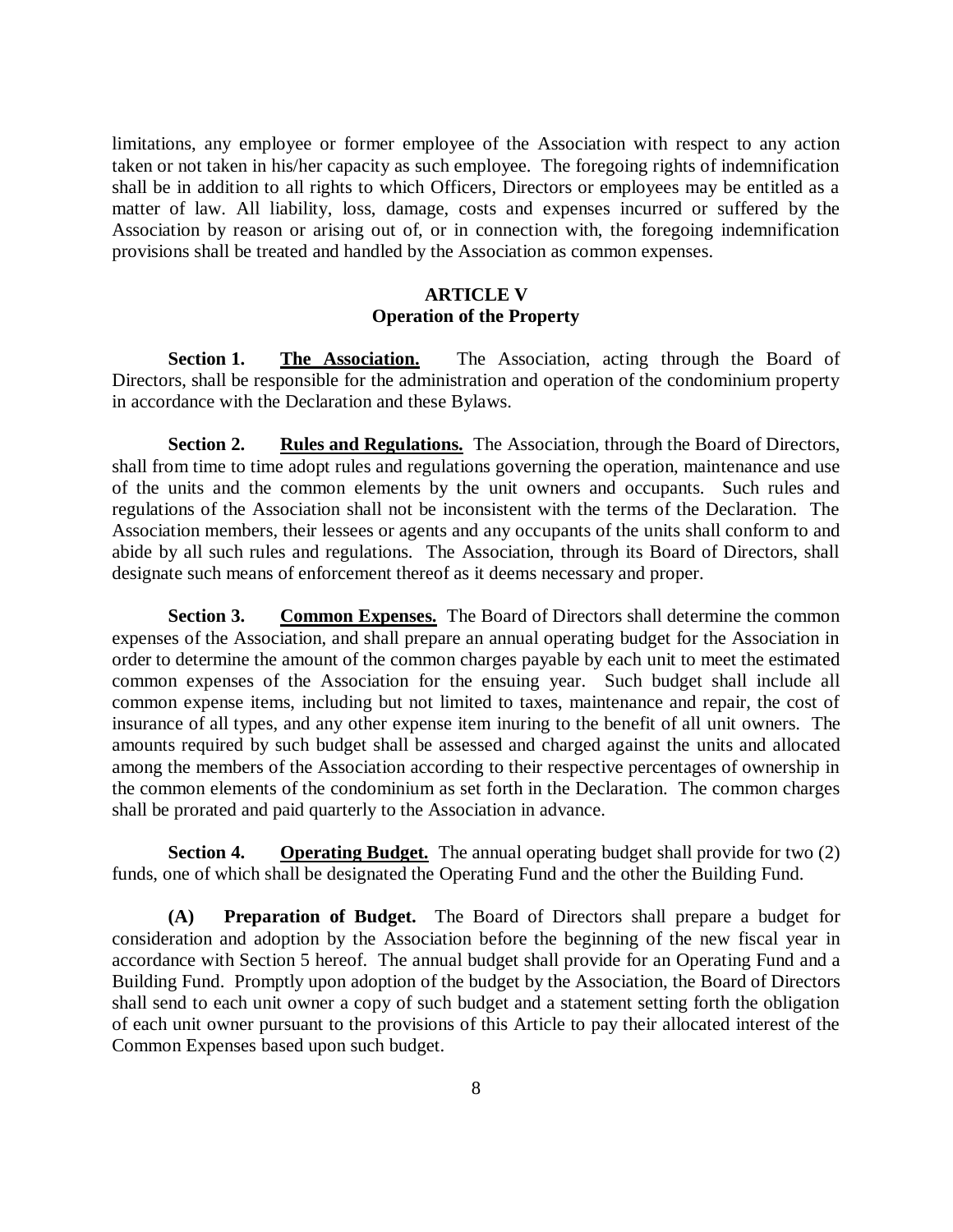limitations, any employee or former employee of the Association with respect to any action taken or not taken in his/her capacity as such employee. The foregoing rights of indemnification shall be in addition to all rights to which Officers, Directors or employees may be entitled as a matter of law. All liability, loss, damage, costs and expenses incurred or suffered by the Association by reason or arising out of, or in connection with, the foregoing indemnification provisions shall be treated and handled by the Association as common expenses.

## ARTICLE V
## Operation of the Property

**Section 1. The Association.** The Association, acting through the Board of Directors, shall be responsible for the administration and operation of the condominium property in accordance with the Declaration and these Bylaws.

**Section 2. Rules and Regulations.** The Association, through the Board of Directors, shall from time to time adopt rules and regulations governing the operation, maintenance and use of the units and the common elements by the unit owners and occupants. Such rules and regulations of the Association shall not be inconsistent with the terms of the Declaration. The Association members, their lessees or agents and any occupants of the units shall conform to and abide by all such rules and regulations. The Association, through its Board of Directors, shall designate such means of enforcement thereof as it deems necessary and proper.

**Section 3. Common Expenses.** The Board of Directors shall determine the common expenses of the Association, and shall prepare an annual operating budget for the Association in order to determine the amount of the common charges payable by each unit to meet the estimated common expenses of the Association for the ensuing year. Such budget shall include all common expense items, including but not limited to taxes, maintenance and repair, the cost of insurance of all types, and any other expense item inuring to the benefit of all unit owners. The amounts required by such budget shall be assessed and charged against the units and allocated among the members of the Association according to their respective percentages of ownership in the common elements of the condominium as set forth in the Declaration. The common charges shall be prorated and paid quarterly to the Association in advance.

**Section 4. Operating Budget.** The annual operating budget shall provide for two (2) funds, one of which shall be designated the Operating Fund and the other the Building Fund.

**(A) Preparation of Budget.** The Board of Directors shall prepare a budget for consideration and adoption by the Association before the beginning of the new fiscal year in accordance with Section 5 hereof. The annual budget shall provide for an Operating Fund and a Building Fund. Promptly upon adoption of the budget by the Association, the Board of Directors shall send to each unit owner a copy of such budget and a statement setting forth the obligation of each unit owner pursuant to the provisions of this Article to pay their allocated interest of the Common Expenses based upon such budget.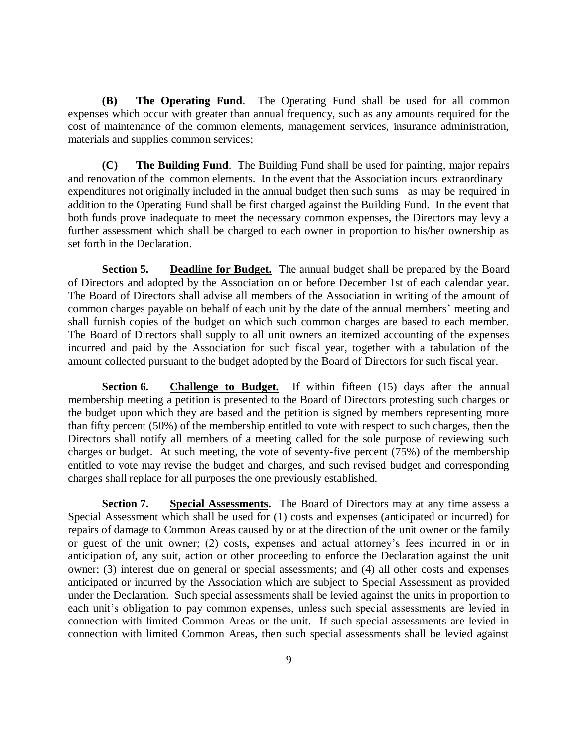**(B) The Operating Fund**. The Operating Fund shall be used for all common expenses which occur with greater than annual frequency, such as any amounts required for the cost of maintenance of the common elements, management services, insurance administration, materials and supplies common services;

**(C) The Building Fund**. The Building Fund shall be used for painting, major repairs and renovation of the common elements. In the event that the Association incurs extraordinary expenditures not originally included in the annual budget then such sums as may be required in addition to the Operating Fund shall be first charged against the Building Fund. In the event that both funds prove inadequate to meet the necessary common expenses, the Directors may levy a further assessment which shall be charged to each owner in proportion to his/her ownership as set forth in the Declaration.

**Section 5. <u>Deadline for Budget.</u>** The annual budget shall be prepared by the Board of Directors and adopted by the Association on or before December 1st of each calendar year. The Board of Directors shall advise all members of the Association in writing of the amount of common charges payable on behalf of each unit by the date of the annual members' meeting and shall furnish copies of the budget on which such common charges are based to each member. The Board of Directors shall supply to all unit owners an itemized accounting of the expenses incurred and paid by the Association for such fiscal year, together with a tabulation of the amount collected pursuant to the budget adopted by the Board of Directors for such fiscal year.

**Section 6. <u>Challenge to Budget.</u>** If within fifteen (15) days after the annual membership meeting a petition is presented to the Board of Directors protesting such charges or the budget upon which they are based and the petition is signed by members representing more than fifty percent (50%) of the membership entitled to vote with respect to such charges, then the Directors shall notify all members of a meeting called for the sole purpose of reviewing such charges or budget. At such meeting, the vote of seventy-five percent (75%) of the membership entitled to vote may revise the budget and charges, and such revised budget and corresponding charges shall replace for all purposes the one previously established.

**Section 7. <u>Special Assessments</u>.** The Board of Directors may at any time assess a Special Assessment which shall be used for (1) costs and expenses (anticipated or incurred) for repairs of damage to Common Areas caused by or at the direction of the unit owner or the family or guest of the unit owner; (2) costs, expenses and actual attorney's fees incurred in or in anticipation of, any suit, action or other proceeding to enforce the Declaration against the unit owner; (3) interest due on general or special assessments; and (4) all other costs and expenses anticipated or incurred by the Association which are subject to Special Assessment as provided under the Declaration. Such special assessments shall be levied against the units in proportion to each unit's obligation to pay common expenses, unless such special assessments are levied in connection with limited Common Areas or the unit. If such special assessments are levied in connection with limited Common Areas, then such special assessments shall be levied against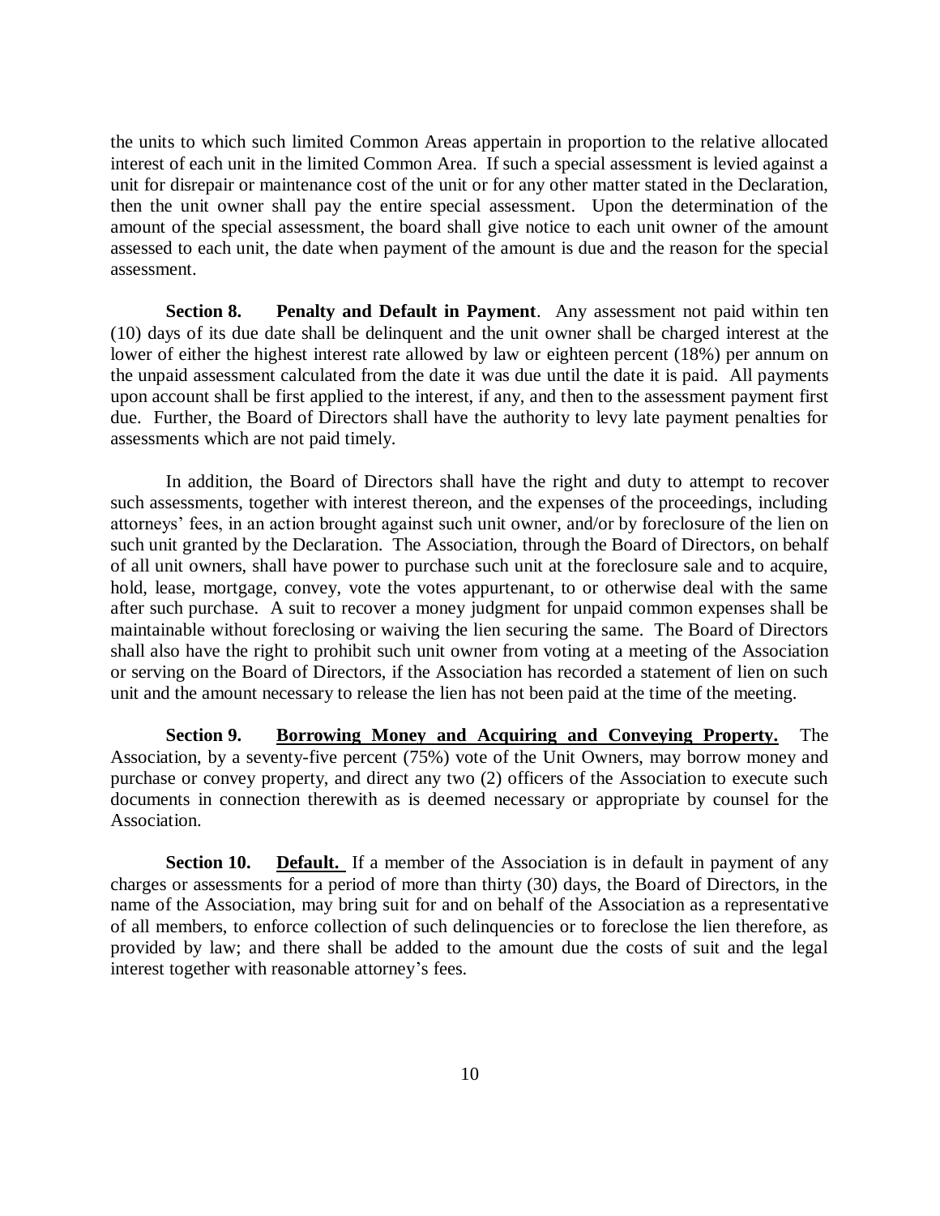the units to which such limited Common Areas appertain in proportion to the relative allocated interest of each unit in the limited Common Area. If such a special assessment is levied against a unit for disrepair or maintenance cost of the unit or for any other matter stated in the Declaration, then the unit owner shall pay the entire special assessment. Upon the determination of the amount of the special assessment, the board shall give notice to each unit owner of the amount assessed to each unit, the date when payment of the amount is due and the reason for the special assessment.

**Section 8. Penalty and Default in Payment**. Any assessment not paid within ten (10) days of its due date shall be delinquent and the unit owner shall be charged interest at the lower of either the highest interest rate allowed by law or eighteen percent (18%) per annum on the unpaid assessment calculated from the date it was due until the date it is paid. All payments upon account shall be first applied to the interest, if any, and then to the assessment payment first due. Further, the Board of Directors shall have the authority to levy late payment penalties for assessments which are not paid timely.

In addition, the Board of Directors shall have the right and duty to attempt to recover such assessments, together with interest thereon, and the expenses of the proceedings, including attorneys' fees, in an action brought against such unit owner, and/or by foreclosure of the lien on such unit granted by the Declaration. The Association, through the Board of Directors, on behalf of all unit owners, shall have power to purchase such unit at the foreclosure sale and to acquire, hold, lease, mortgage, convey, vote the votes appurtenant, to or otherwise deal with the same after such purchase. A suit to recover a money judgment for unpaid common expenses shall be maintainable without foreclosing or waiving the lien securing the same. The Board of Directors shall also have the right to prohibit such unit owner from voting at a meeting of the Association or serving on the Board of Directors, if the Association has recorded a statement of lien on such unit and the amount necessary to release the lien has not been paid at the time of the meeting.

**Section 9. Borrowing Money and Acquiring and Conveying Property.** The Association, by a seventy-five percent (75%) vote of the Unit Owners, may borrow money and purchase or convey property, and direct any two (2) officers of the Association to execute such documents in connection therewith as is deemed necessary or appropriate by counsel for the Association.

**Section 10. Default.** If a member of the Association is in default in payment of any charges or assessments for a period of more than thirty (30) days, the Board of Directors, in the name of the Association, may bring suit for and on behalf of the Association as a representative of all members, to enforce collection of such delinquencies or to foreclose the lien therefore, as provided by law; and there shall be added to the amount due the costs of suit and the legal interest together with reasonable attorney's fees.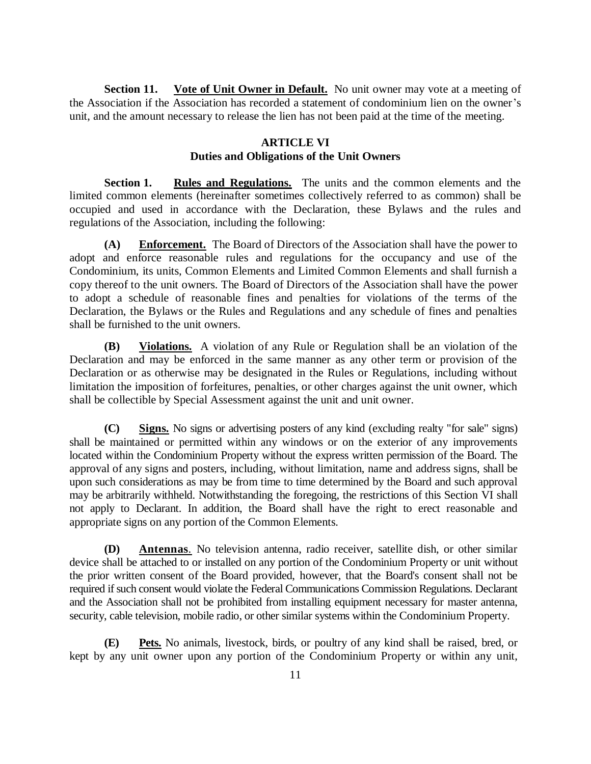**Section 11. <u>Vote of Unit Owner in Default.</u>** No unit owner may vote at a meeting of the Association if the Association has recorded a statement of condominium lien on the owner's unit, and the amount necessary to release the lien has not been paid at the time of the meeting.

## ARTICLE VI
## Duties and Obligations of the Unit Owners

**Section 1. <u>Rules and Regulations.</u>** The units and the common elements and the limited common elements (hereinafter sometimes collectively referred to as common) shall be occupied and used in accordance with the Declaration, these Bylaws and the rules and regulations of the Association, including the following:

**(A) <u>Enforcement.</u>** The Board of Directors of the Association shall have the power to adopt and enforce reasonable rules and regulations for the occupancy and use of the Condominium, its units, Common Elements and Limited Common Elements and shall furnish a copy thereof to the unit owners. The Board of Directors of the Association shall have the power to adopt a schedule of reasonable fines and penalties for violations of the terms of the Declaration, the Bylaws or the Rules and Regulations and any schedule of fines and penalties shall be furnished to the unit owners.

**(B) <u>Violations.</u>** A violation of any Rule or Regulation shall be an violation of the Declaration and may be enforced in the same manner as any other term or provision of the Declaration or as otherwise may be designated in the Rules or Regulations, including without limitation the imposition of forfeitures, penalties, or other charges against the unit owner, which shall be collectible by Special Assessment against the unit and unit owner.

**(C) <u>Signs.</u>** No signs or advertising posters of any kind (excluding realty "for sale" signs) shall be maintained or permitted within any windows or on the exterior of any improvements located within the Condominium Property without the express written permission of the Board. The approval of any signs and posters, including, without limitation, name and address signs, shall be upon such considerations as may be from time to time determined by the Board and such approval may be arbitrarily withheld. Notwithstanding the foregoing, the restrictions of this Section VI shall not apply to Declarant. In addition, the Board shall have the right to erect reasonable and appropriate signs on any portion of the Common Elements.

**(D) <u>Antennas</u>.** No television antenna, radio receiver, satellite dish, or other similar device shall be attached to or installed on any portion of the Condominium Property or unit without the prior written consent of the Board provided, however, that the Board's consent shall not be required if such consent would violate the Federal Communications Commission Regulations. Declarant and the Association shall not be prohibited from installing equipment necessary for master antenna, security, cable television, mobile radio, or other similar systems within the Condominium Property.

**(E) <u>Pets.</u>** No animals, livestock, birds, or poultry of any kind shall be raised, bred, or kept by any unit owner upon any portion of the Condominium Property or within any unit,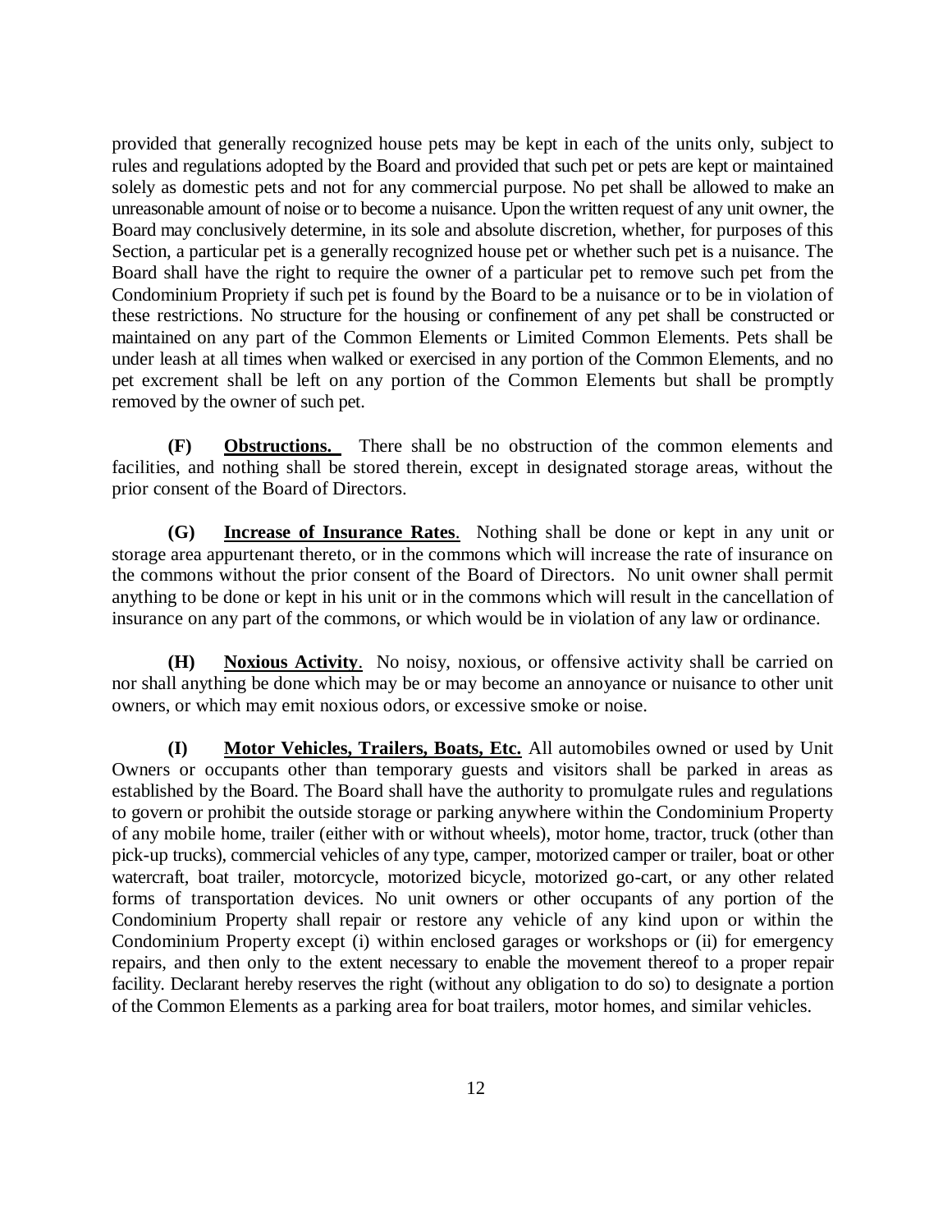provided that generally recognized house pets may be kept in each of the units only, subject to rules and regulations adopted by the Board and provided that such pet or pets are kept or maintained solely as domestic pets and not for any commercial purpose. No pet shall be allowed to make an unreasonable amount of noise or to become a nuisance. Upon the written request of any unit owner, the Board may conclusively determine, in its sole and absolute discretion, whether, for purposes of this Section, a particular pet is a generally recognized house pet or whether such pet is a nuisance. The Board shall have the right to require the owner of a particular pet to remove such pet from the Condominium Propriety if such pet is found by the Board to be a nuisance or to be in violation of these restrictions. No structure for the housing or confinement of any pet shall be constructed or maintained on any part of the Common Elements or Limited Common Elements. Pets shall be under leash at all times when walked or exercised in any portion of the Common Elements, and no pet excrement shall be left on any portion of the Common Elements but shall be promptly removed by the owner of such pet.

**(F)** **Obstructions.** There shall be no obstruction of the common elements and facilities, and nothing shall be stored therein, except in designated storage areas, without the prior consent of the Board of Directors.

**(G)** **Increase of Insurance Rates**. Nothing shall be done or kept in any unit or storage area appurtenant thereto, or in the commons which will increase the rate of insurance on the commons without the prior consent of the Board of Directors. No unit owner shall permit anything to be done or kept in his unit or in the commons which will result in the cancellation of insurance on any part of the commons, or which would be in violation of any law or ordinance.

**(H)** **Noxious Activity**. No noisy, noxious, or offensive activity shall be carried on nor shall anything be done which may be or may become an annoyance or nuisance to other unit owners, or which may emit noxious odors, or excessive smoke or noise.

**(I)** **Motor Vehicles, Trailers, Boats, Etc.** All automobiles owned or used by Unit Owners or occupants other than temporary guests and visitors shall be parked in areas as established by the Board. The Board shall have the authority to promulgate rules and regulations to govern or prohibit the outside storage or parking anywhere within the Condominium Property of any mobile home, trailer (either with or without wheels), motor home, tractor, truck (other than pick-up trucks), commercial vehicles of any type, camper, motorized camper or trailer, boat or other watercraft, boat trailer, motorcycle, motorized bicycle, motorized go-cart, or any other related forms of transportation devices. No unit owners or other occupants of any portion of the Condominium Property shall repair or restore any vehicle of any kind upon or within the Condominium Property except (i) within enclosed garages or workshops or (ii) for emergency repairs, and then only to the extent necessary to enable the movement thereof to a proper repair facility. Declarant hereby reserves the right (without any obligation to do so) to designate a portion of the Common Elements as a parking area for boat trailers, motor homes, and similar vehicles.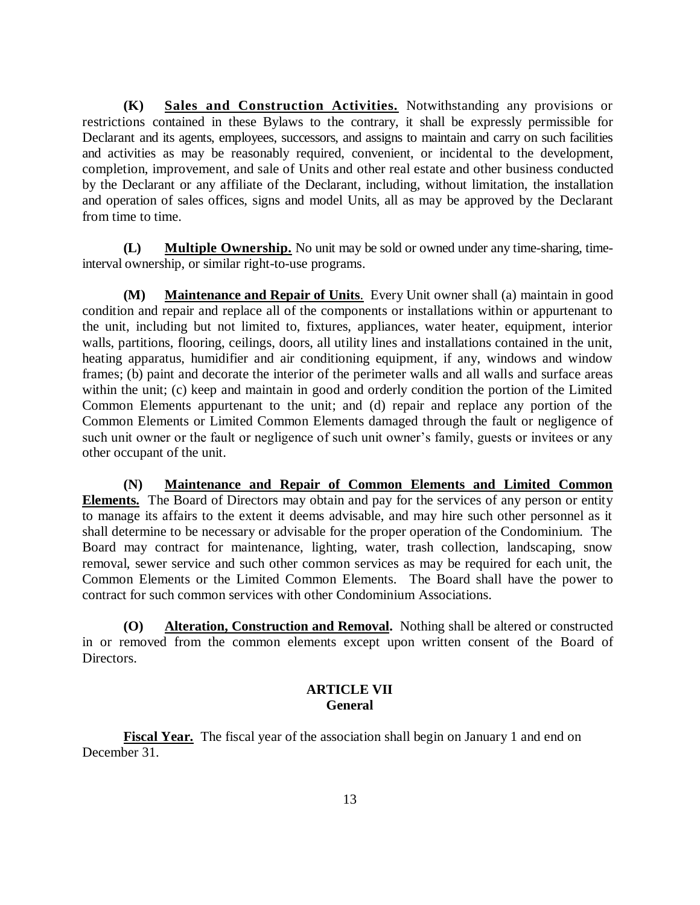**(K) <u>Sales and Construction Activities.</u>** Notwithstanding any provisions or restrictions contained in these Bylaws to the contrary, it shall be expressly permissible for Declarant and its agents, employees, successors, and assigns to maintain and carry on such facilities and activities as may be reasonably required, convenient, or incidental to the development, completion, improvement, and sale of Units and other real estate and other business conducted by the Declarant or any affiliate of the Declarant, including, without limitation, the installation and operation of sales offices, signs and model Units, all as may be approved by the Declarant from time to time.

**(L) <u>Multiple Ownership.</u>** No unit may be sold or owned under any time-sharing, time-interval ownership, or similar right-to-use programs.

**(M) <u>Maintenance and Repair of Units</u>**. Every Unit owner shall (a) maintain in good condition and repair and replace all of the components or installations within or appurtenant to the unit, including but not limited to, fixtures, appliances, water heater, equipment, interior walls, partitions, flooring, ceilings, doors, all utility lines and installations contained in the unit, heating apparatus, humidifier and air conditioning equipment, if any, windows and window frames; (b) paint and decorate the interior of the perimeter walls and all walls and surface areas within the unit; (c) keep and maintain in good and orderly condition the portion of the Limited Common Elements appurtenant to the unit; and (d) repair and replace any portion of the Common Elements or Limited Common Elements damaged through the fault or negligence of such unit owner or the fault or negligence of such unit owner's family, guests or invitees or any other occupant of the unit.

**(N) <u>Maintenance and Repair of Common Elements and Limited Common Elements.</u>** The Board of Directors may obtain and pay for the services of any person or entity to manage its affairs to the extent it deems advisable, and may hire such other personnel as it shall determine to be necessary or advisable for the proper operation of the Condominium. The Board may contract for maintenance, lighting, water, trash collection, landscaping, snow removal, sewer service and such other common services as may be required for each unit, the Common Elements or the Limited Common Elements. The Board shall have the power to contract for such common services with other Condominium Associations.

**(O) <u>Alteration, Construction and Removal.</u>** Nothing shall be altered or constructed in or removed from the common elements except upon written consent of the Board of Directors.

## ARTICLE VII
## General

**<u>Fiscal Year.</u>** The fiscal year of the association shall begin on January 1 and end on December 31.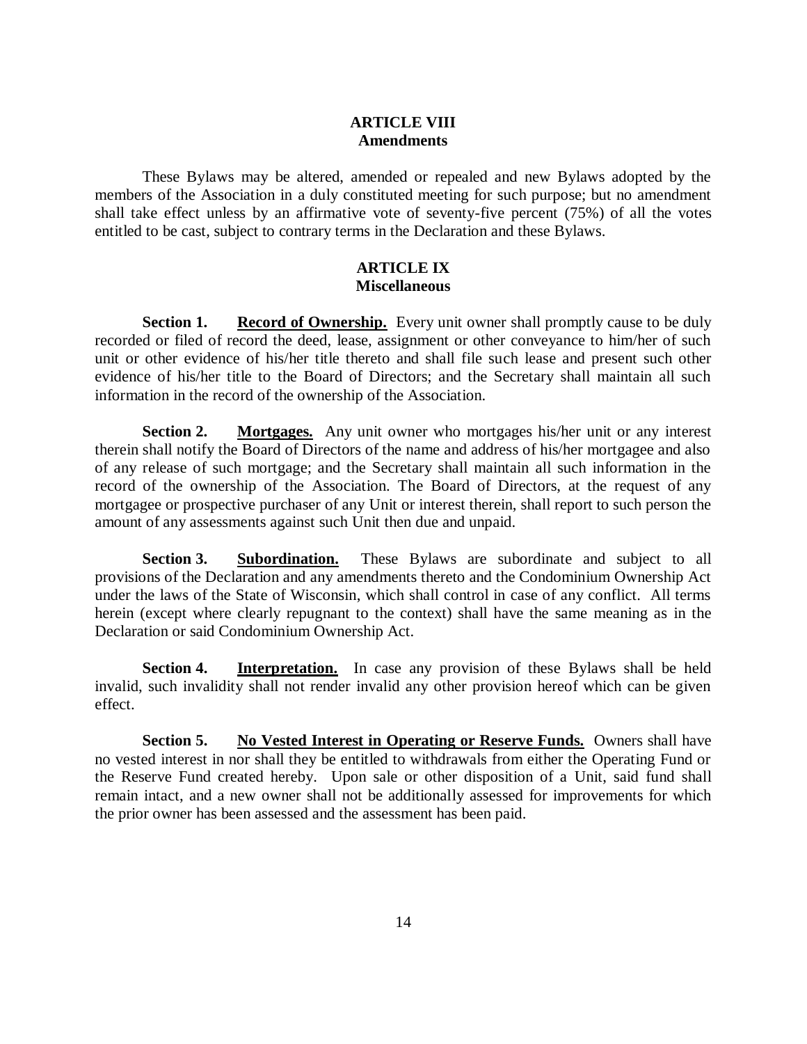## ARTICLE VIII
## Amendments

These Bylaws may be altered, amended or repealed and new Bylaws adopted by the members of the Association in a duly constituted meeting for such purpose; but no amendment shall take effect unless by an affirmative vote of seventy-five percent (75%) of all the votes entitled to be cast, subject to contrary terms in the Declaration and these Bylaws.

## ARTICLE IX
## Miscellaneous

**Section 1.** **<u>Record of Ownership.</u>** Every unit owner shall promptly cause to be duly recorded or filed of record the deed, lease, assignment or other conveyance to him/her of such unit or other evidence of his/her title thereto and shall file such lease and present such other evidence of his/her title to the Board of Directors; and the Secretary shall maintain all such information in the record of the ownership of the Association.

**Section 2.** **<u>Mortgages.</u>** Any unit owner who mortgages his/her unit or any interest therein shall notify the Board of Directors of the name and address of his/her mortgagee and also of any release of such mortgage; and the Secretary shall maintain all such information in the record of the ownership of the Association. The Board of Directors, at the request of any mortgagee or prospective purchaser of any Unit or interest therein, shall report to such person the amount of any assessments against such Unit then due and unpaid.

**Section 3.** **<u>Subordination.</u>** These Bylaws are subordinate and subject to all provisions of the Declaration and any amendments thereto and the Condominium Ownership Act under the laws of the State of Wisconsin, which shall control in case of any conflict. All terms herein (except where clearly repugnant to the context) shall have the same meaning as in the Declaration or said Condominium Ownership Act.

**Section 4.** **<u>Interpretation.</u>** In case any provision of these Bylaws shall be held invalid, such invalidity shall not render invalid any other provision hereof which can be given effect.

**Section 5.** **<u>No Vested Interest in Operating or Reserve Funds.</u>** Owners shall have no vested interest in nor shall they be entitled to withdrawals from either the Operating Fund or the Reserve Fund created hereby. Upon sale or other disposition of a Unit, said fund shall remain intact, and a new owner shall not be additionally assessed for improvements for which the prior owner has been assessed and the assessment has been paid.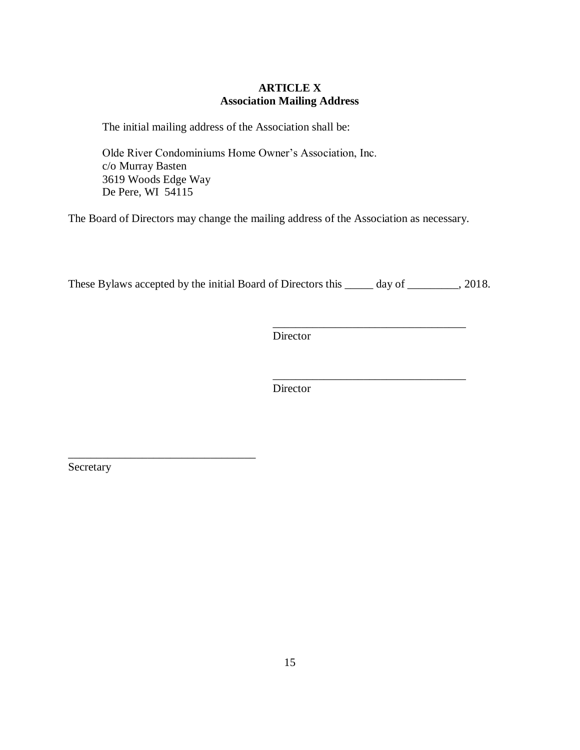## ARTICLE X
## Association Mailing Address

The initial mailing address of the Association shall be:

Olde River Condominiums Home Owner's Association, Inc.  
c/o Murray Basten  
3619 Woods Edge Way  
De Pere, WI 54115

The Board of Directors may change the mailing address of the Association as necessary.

These Bylaws accepted by the initial Board of Directors this _____ day of _________, 2018.

__________________________________  
Director

__________________________________  
Director

__________________________________  
Secretary